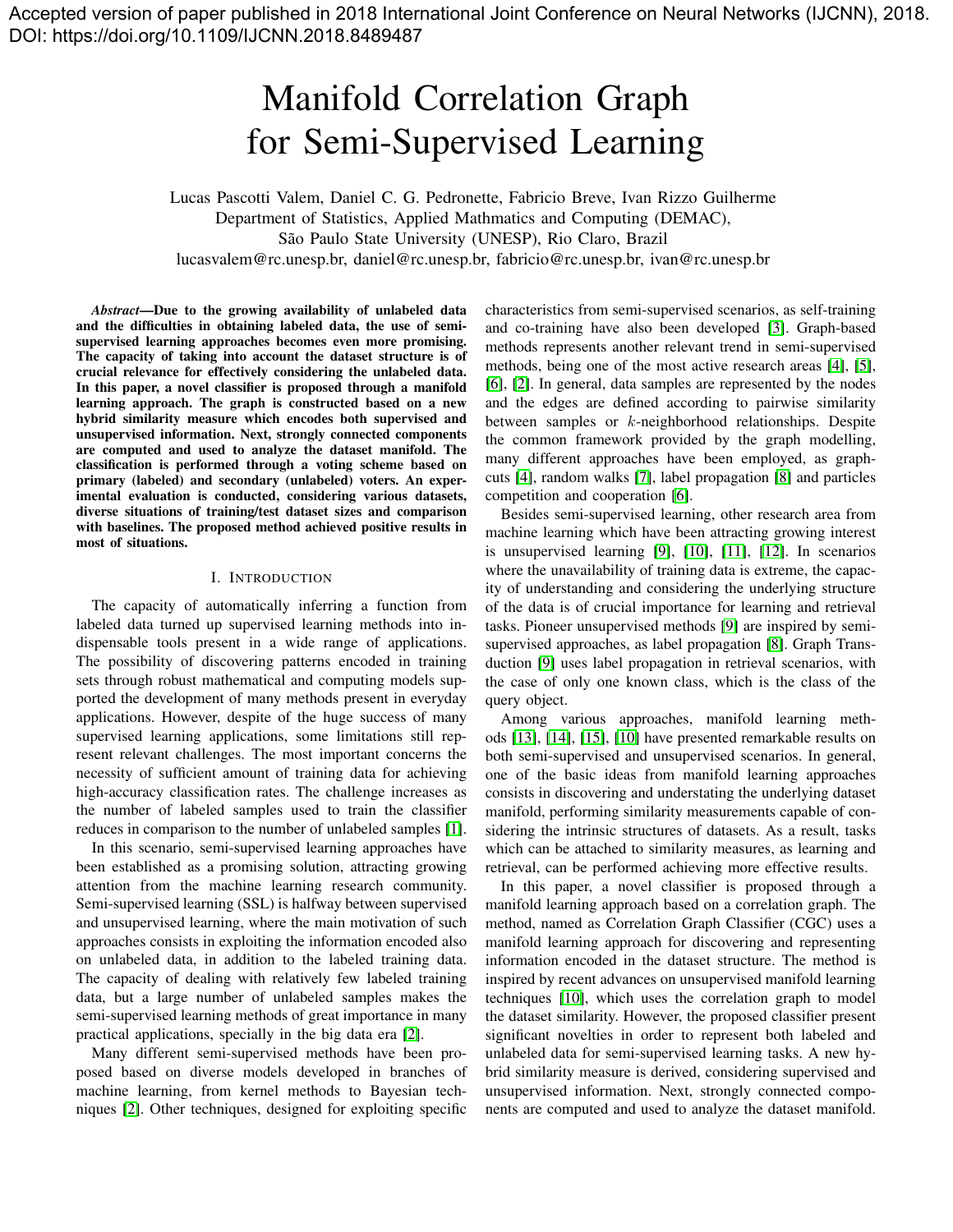Accepted version of paper published in 2018 International Joint Conference on Neural Networks (IJCNN), 2018. DOI: https://doi.org/10.1109/IJCNN.2018.8489487

# Manifold Correlation Graph for Semi-Supervised Learning

Lucas Pascotti Valem, Daniel C. G. Pedronette, Fabricio Breve, Ivan Rizzo Guilherme
Department of Statistics, Applied Mathmatics and Computing (DEMAC),
São Paulo State University (UNESP), Rio Claro, Brazil
lucasvalem@rc.unesp.br, daniel@rc.unesp.br, fabricio@rc.unesp.br, ivan@rc.unesp.br

***Abstract*—Due to the growing availability of unlabeled data and the difficulties in obtaining labeled data, the use of semi-supervised learning approaches becomes even more promising. The capacity of taking into account the dataset structure is of crucial relevance for effectively considering the unlabeled data. In this paper, a novel classifier is proposed through a manifold learning approach. The graph is constructed based on a new hybrid similarity measure which encodes both supervised and unsupervised information. Next, strongly connected components are computed and used to analyze the dataset manifold. The classification is performed through a voting scheme based on primary (labeled) and secondary (unlabeled) voters. An experimental evaluation is conducted, considering various datasets, diverse situations of training/test dataset sizes and comparison with baselines. The proposed method achieved positive results in most of situations.**

## I. Introduction

The capacity of automatically inferring a function from labeled data turned up supervised learning methods into indispensable tools present in a wide range of applications. The possibility of discovering patterns encoded in training sets through robust mathematical and computing models supported the development of many methods present in everyday applications. However, despite of the huge success of many supervised learning applications, some limitations still represent relevant challenges. The most important concerns the necessity of sufficient amount of training data for achieving high-accuracy classification rates. The challenge increases as the number of labeled samples used to train the classifier reduces in comparison to the number of unlabeled samples [1].

In this scenario, semi-supervised learning approaches have been established as a promising solution, attracting growing attention from the machine learning research community. Semi-supervised learning (SSL) is halfway between supervised and unsupervised learning, where the main motivation of such approaches consists in exploiting the information encoded also on unlabeled data, in addition to the labeled training data. The capacity of dealing with relatively few labeled training data, but a large number of unlabeled samples makes the semi-supervised learning methods of great importance in many practical applications, specially in the big data era [2].

Many different semi-supervised methods have been proposed based on diverse models developed in branches of machine learning, from kernel methods to Bayesian techniques [2]. Other techniques, designed for exploiting specific characteristics from semi-supervised scenarios, as self-training and co-training have also been developed [3]. Graph-based methods represents another relevant trend in semi-supervised methods, being one of the most active research areas [4], [5], [6], [2]. In general, data samples are represented by the nodes and the edges are defined according to pairwise similarity between samples or $k$-neighborhood relationships. Despite the common framework provided by the graph modelling, many different approaches have been employed, as graph-cuts [4], random walks [7], label propagation [8] and particles competition and cooperation [6].

Besides semi-supervised learning, other research area from machine learning which have been attracting growing interest is unsupervised learning [9], [10], [11], [12]. In scenarios where the unavailability of training data is extreme, the capacity of understanding and considering the underlying structure of the data is of crucial importance for learning and retrieval tasks. Pioneer unsupervised methods [9] are inspired by semi-supervised approaches, as label propagation [8]. Graph Transduction [9] uses label propagation in retrieval scenarios, with the case of only one known class, which is the class of the query object.

Among various approaches, manifold learning methods [13], [14], [15], [10] have presented remarkable results on both semi-supervised and unsupervised scenarios. In general, one of the basic ideas from manifold learning approaches consists in discovering and understating the underlying dataset manifold, performing similarity measurements capable of considering the intrinsic structures of datasets. As a result, tasks which can be attached to similarity measures, as learning and retrieval, can be performed achieving more effective results.

In this paper, a novel classifier is proposed through a manifold learning approach based on a correlation graph. The method, named as Correlation Graph Classifier (CGC) uses a manifold learning approach for discovering and representing information encoded in the dataset structure. The method is inspired by recent advances on unsupervised manifold learning techniques [10], which uses the correlation graph to model the dataset similarity. However, the proposed classifier present significant novelties in order to represent both labeled and unlabeled data for semi-supervised learning tasks. A new hybrid similarity measure is derived, considering supervised and unsupervised information. Next, strongly connected components are computed and used to analyze the dataset manifold.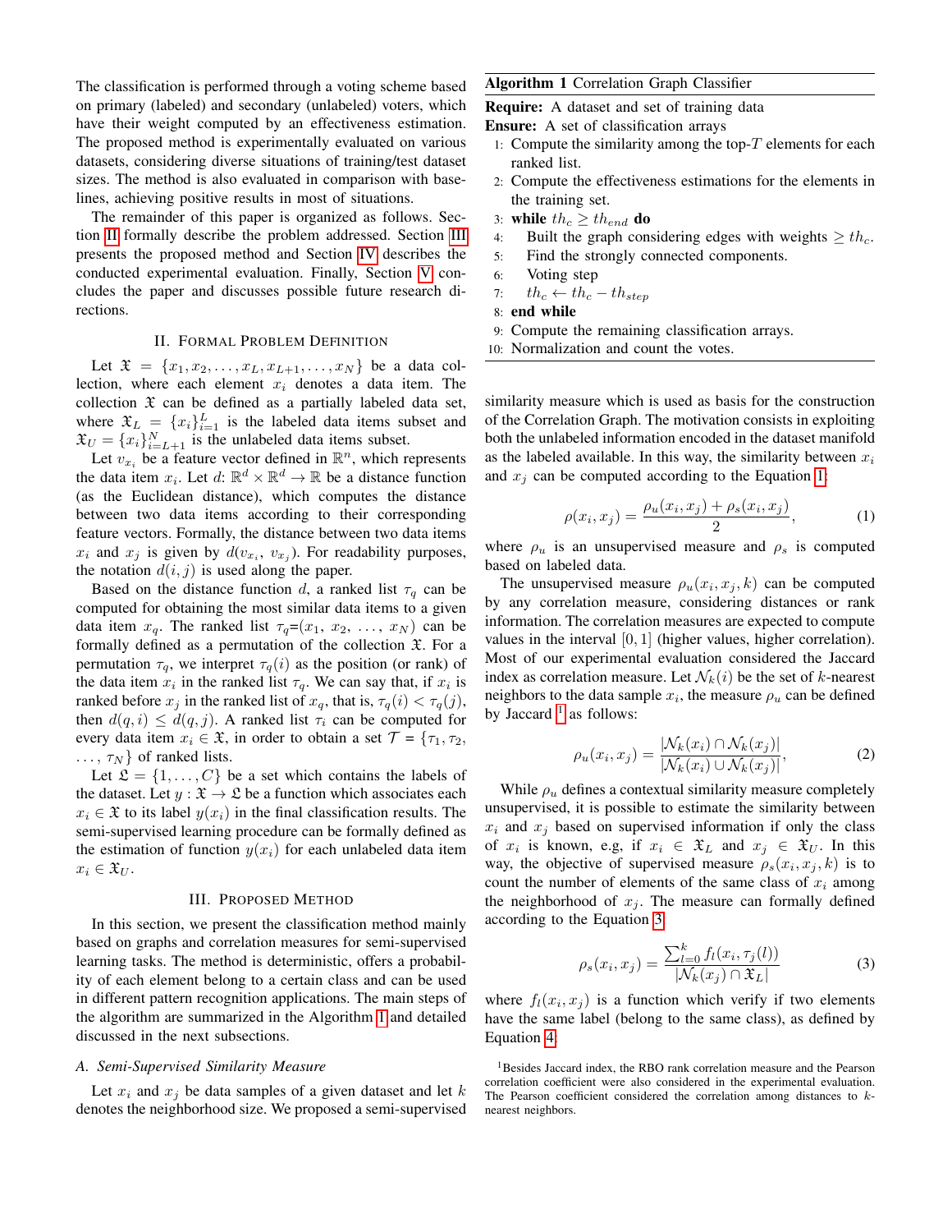The classification is performed through a voting scheme based on primary (labeled) and secondary (unlabeled) voters, which have their weight computed by an effectiveness estimation. The proposed method is experimentally evaluated on various datasets, considering diverse situations of training/test dataset sizes. The method is also evaluated in comparison with baselines, achieving positive results in most of situations.

The remainder of this paper is organized as follows. Section II formally describe the problem addressed. Section III presents the proposed method and Section IV describes the conducted experimental evaluation. Finally, Section V concludes the paper and discusses possible future research directions.

## II. Formal Problem Definition

Let $\mathfrak{X} = \{x_1, x_2, \dots, x_L, x_{L+1}, \dots, x_N\}$ be a data collection, where each element $x_i$ denotes a data item. The collection $\mathfrak{X}$ can be defined as a partially labeled data set, where $\mathfrak{X}_L = \{x_i\}_{i=1}^{L}$ is the labeled data items subset and $\mathfrak{X}_U = \{x_i\}_{i=L+1}^{N}$ is the unlabeled data items subset.

Let $v_{x_i}$ be a feature vector defined in $\mathbb{R}^n$, which represents the data item $x_i$. Let $d$: $\mathbb{R}^d \times \mathbb{R}^d \rightarrow \mathbb{R}$ be a distance function (as the Euclidean distance), which computes the distance between two data items according to their corresponding feature vectors. Formally, the distance between two data items $x_i$ and $x_j$ is given by $d(v_{x_i},\, v_{x_j})$. For readability purposes, the notation $d(i,j)$ is used along the paper.

Based on the distance function $d$, a ranked list $\tau_q$ can be computed for obtaining the most similar data items to a given data item $x_q$. The ranked list $\tau_q$=($x_1$, $x_2$, $\dots$, $x_N$) can be formally defined as a permutation of the collection $\mathfrak{X}$. For a permutation $\tau_q$, we interpret $\tau_q(i)$ as the position (or rank) of the data item $x_i$ in the ranked list $\tau_q$. We can say that, if $x_i$ is ranked before $x_j$ in the ranked list of $x_q$, that is, $\tau_q(i) < \tau_q(j)$, then $d(q,i) \leq d(q,j)$. A ranked list $\tau_i$ can be computed for every data item $x_i \in \mathfrak{X}$, in order to obtain a set $\mathcal{T} = \{\tau_1, \tau_2, \dots, \tau_N\}$ of ranked lists.

Let $\mathfrak{L} = \{1, \dots, C\}$ be a set which contains the labels of the dataset. Let $y : \mathfrak{X} \rightarrow \mathfrak{L}$ be a function which associates each $x_i \in \mathfrak{X}$ to its label $y(x_i)$ in the final classification results. The semi-supervised learning procedure can be formally defined as the estimation of function $y(x_i)$ for each unlabeled data item $x_i \in \mathfrak{X}_U$.

## III. Proposed Method

In this section, we present the classification method mainly based on graphs and correlation measures for semi-supervised learning tasks. The method is deterministic, offers a probability of each element belong to a certain class and can be used in different pattern recognition applications. The main steps of the algorithm are summarized in the Algorithm 1 and detailed discussed in the next subsections.

**Algorithm 1** Correlation Graph Classifier

**Require:** A dataset and set of training data
**Ensure:** A set of classification arrays

```
1:  Compute the similarity among the top-T elements for each ranked list.
2:  Compute the effectiveness estimations for the elements in the training set.
3:  while th_c ≥ th_end do
4:      Built the graph considering edges with weights ≥ th_c.
5:      Find the strongly connected components.
6:      Voting step
7:      th_c ← th_c − th_step
8:  end while
9:  Compute the remaining classification arrays.
10: Normalization and count the votes.
```

### A. Semi-Supervised Similarity Measure

Let $x_i$ and $x_j$ be data samples of a given dataset and let $k$ denotes the neighborhood size. We proposed a semi-supervised similarity measure which is used as basis for the construction of the Correlation Graph. The motivation consists in exploiting both the unlabeled information encoded in the dataset manifold as the labeled available. In this way, the similarity between $x_i$ and $x_j$ can be computed according to the Equation 1:

$$\rho(x_i, x_j) = \frac{\rho_u(x_i, x_j) + \rho_s(x_i, x_j)}{2}, \tag{1}$$

where $\rho_u$ is an unsupervised measure and $\rho_s$ is computed based on labeled data.

The unsupervised measure $\rho_u(x_i, x_j, k)$ can be computed by any correlation measure, considering distances or rank information. The correlation measures are expected to compute values in the interval $[0, 1]$ (higher values, higher correlation). Most of our experimental evaluation considered the Jaccard index as correlation measure. Let $\mathcal{N}_k(i)$ be the set of $k$-nearest neighbors to the data sample $x_i$, the measure $\rho_u$ can be defined by Jaccard [1] as follows:

$$\rho_u(x_i, x_j) = \frac{|\mathcal{N}_k(x_i) \cap \mathcal{N}_k(x_j)|}{|\mathcal{N}_k(x_i) \cup \mathcal{N}_k(x_j)|}, \tag{2}$$

While $\rho_u$ defines a contextual similarity measure completely unsupervised, it is possible to estimate the similarity between $x_i$ and $x_j$ based on supervised information if only the class of $x_i$ is known, e.g, if $x_i \in \mathfrak{X}_L$ and $x_j \in \mathfrak{X}_U$. In this way, the objective of supervised measure $\rho_s(x_i, x_j, k)$ is to count the number of elements of the same class of $x_i$ among the neighborhood of $x_j$. The measure can formally defined according to the Equation 3

$$\rho_s(x_i, x_j) = \frac{\sum_{l=0}^{k} f_l(x_i, \tau_j(l))}{|\mathcal{N}_k(x_j) \cap \mathfrak{X}_L|} \tag{3}$$

where $f_l(x_i, x_j)$ is a function which verify if two elements have the same label (belong to the same class), as defined by Equation 4:

[1] Besides Jaccard index, the RBO rank correlation measure and the Pearson correlation coefficient were also considered in the experimental evaluation. The Pearson coefficient considered the correlation among distances to $k$-nearest neighbors.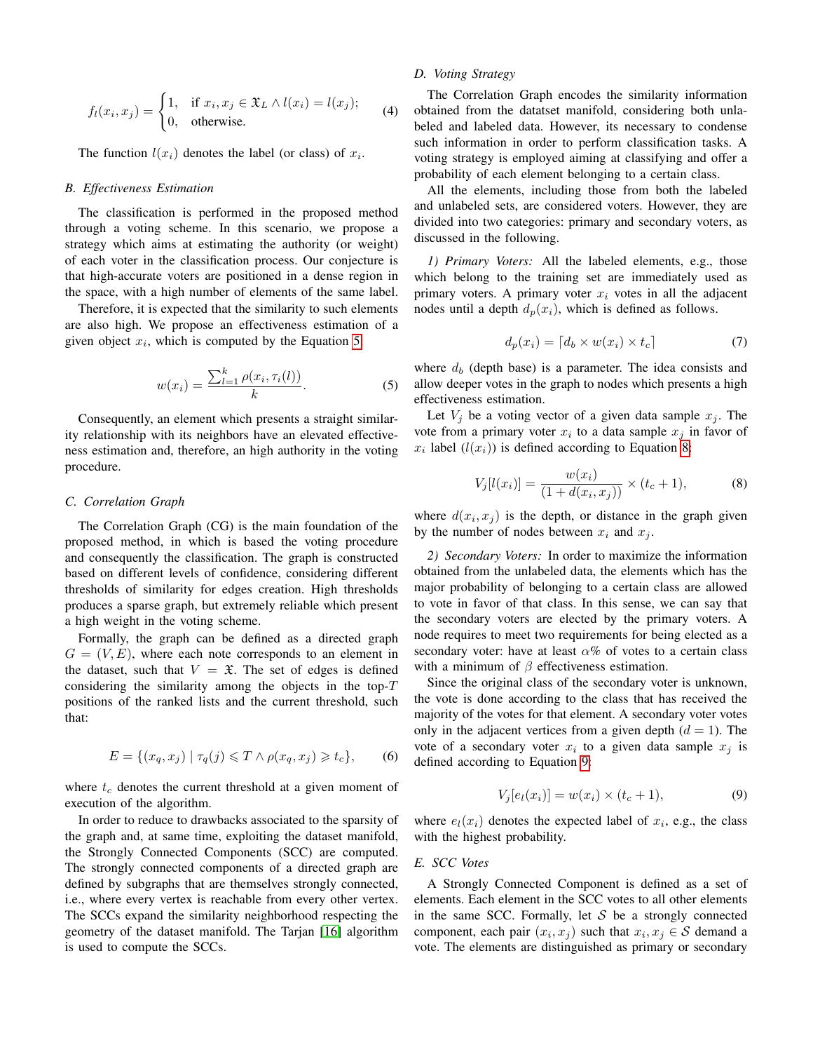$$f_l(x_i, x_j) = \begin{cases} 1, & \text{if } x_i, x_j \in \mathfrak{X}_L \wedge l(x_i) = l(x_j); \\ 0, & \text{otherwise.} \end{cases} \quad (4)$$

The function $l(x_i)$ denotes the label (or class) of $x_i$.

### B. Effectiveness Estimation

The classification is performed in the proposed method through a voting scheme. In this scenario, we propose a strategy which aims at estimating the authority (or weight) of each voter in the classification process. Our conjecture is that high-accurate voters are positioned in a dense region in the space, with a high number of elements of the same label.

Therefore, it is expected that the similarity to such elements are also high. We propose an effectiveness estimation of a given object $x_i$, which is computed by the Equation 5.

$$w(x_i) = \frac{\sum_{l=1}^{k} \rho(x_i, \tau_i(l))}{k}. \quad (5)$$

Consequently, an element which presents a straight similarity relationship with its neighbors have an elevated effectiveness estimation and, therefore, an high authority in the voting procedure.

### C. Correlation Graph

The Correlation Graph (CG) is the main foundation of the proposed method, in which is based the voting procedure and consequently the classification. The graph is constructed based on different levels of confidence, considering different thresholds of similarity for edges creation. High thresholds produces a sparse graph, but extremely reliable which present a high weight in the voting scheme.

Formally, the graph can be defined as a directed graph $G = (V, E)$, where each note corresponds to an element in the dataset, such that $V = \mathfrak{X}$. The set of edges is defined considering the similarity among the objects in the top-$T$ positions of the ranked lists and the current threshold, such that:

$$E = \{(x_q, x_j) \mid \tau_q(j) \leqslant T \wedge \rho(x_q, x_j) \geqslant t_c\}, \quad (6)$$

where $t_c$ denotes the current threshold at a given moment of execution of the algorithm.

In order to reduce to drawbacks associated to the sparsity of the graph and, at same time, exploiting the dataset manifold, the Strongly Connected Components (SCC) are computed. The strongly connected components of a directed graph are defined by subgraphs that are themselves strongly connected, i.e., where every vertex is reachable from every other vertex. The SCCs expand the similarity neighborhood respecting the geometry of the dataset manifold. The Tarjan [16] algorithm is used to compute the SCCs.

### D. Voting Strategy

The Correlation Graph encodes the similarity information obtained from the dataset manifold, considering both unlabeled and labeled data. However, its necessary to condense such information in order to perform classification tasks. A voting strategy is employed aiming at classifying and offer a probability of each element belonging to a certain class.

All the elements, including those from both the labeled and unlabeled sets, are considered voters. However, they are divided into two categories: primary and secondary voters, as discussed in the following.

*1) Primary Voters:* All the labeled elements, e.g., those which belong to the training set are immediately used as primary voters. A primary voter $x_i$ votes in all the adjacent nodes until a depth $d_p(x_i)$, which is defined as follows.

$$d_p(x_i) = \lceil d_b \times w(x_i) \times t_c \rceil \quad (7)$$

where $d_b$ (depth base) is a parameter. The idea consists and allow deeper votes in the graph to nodes which presents a high effectiveness estimation.

Let $V_j$ be a voting vector of a given data sample $x_j$. The vote from a primary voter $x_i$ to a data sample $x_j$ in favor of $x_i$ label ($l(x_i)$) is defined according to Equation 8:

$$V_j[l(x_i)] = \frac{w(x_i)}{(1 + d(x_i, x_j))} \times (t_c + 1), \quad (8)$$

where $d(x_i, x_j)$ is the depth, or distance in the graph given by the number of nodes between $x_i$ and $x_j$.

*2) Secondary Voters:* In order to maximize the information obtained from the unlabeled data, the elements which has the major probability of belonging to a certain class are allowed to vote in favor of that class. In this sense, we can say that the secondary voters are elected by the primary voters. A node requires to meet two requirements for being elected as a secondary voter: have at least $\alpha\%$ of votes to a certain class with a minimum of $\beta$ effectiveness estimation.

Since the original class of the secondary voter is unknown, the vote is done according to the class that has received the majority of the votes for that element. A secondary voter votes only in the adjacent vertices from a given depth ($d = 1$). The vote of a secondary voter $x_i$ to a given data sample $x_j$ is defined according to Equation 9:

$$V_j[e_l(x_i)] = w(x_i) \times (t_c + 1), \quad (9)$$

where $e_l(x_i)$ denotes the expected label of $x_i$, e.g., the class with the highest probability.

### E. SCC Votes

A Strongly Connected Component is defined as a set of elements. Each element in the SCC votes to all other elements in the same SCC. Formally, let $\mathcal{S}$ be a strongly connected component, each pair $(x_i, x_j)$ such that $x_i, x_j \in \mathcal{S}$ demand a vote. The elements are distinguished as primary or secondary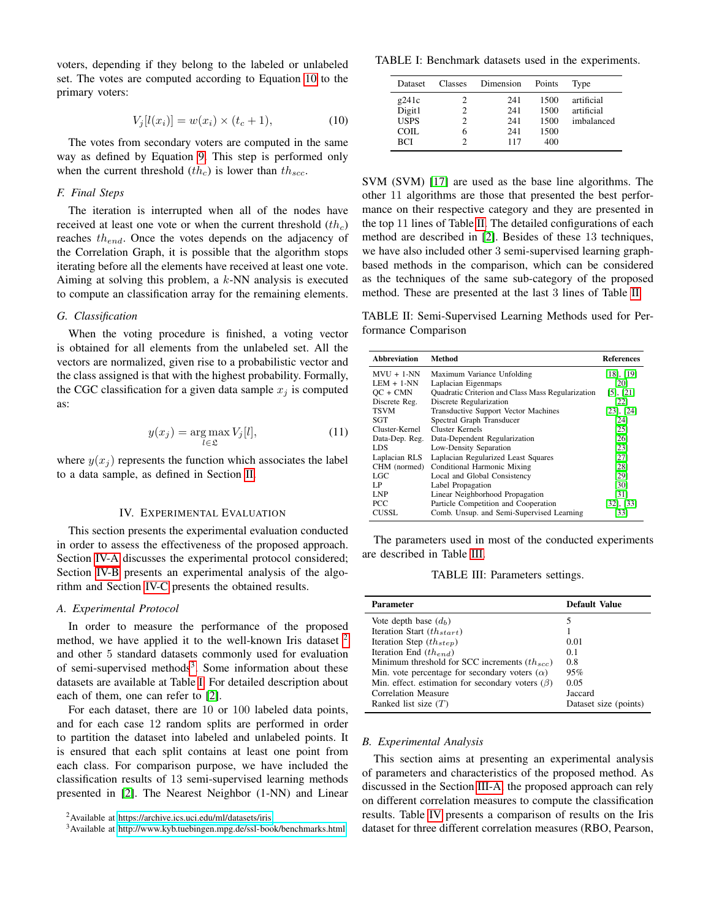voters, depending if they belong to the labeled or unlabeled set. The votes are computed according to Equation 10 to the primary voters:

$$V_j[l(x_i)] = w(x_i) \times (t_c + 1), \tag{10}$$

The votes from secondary voters are computed in the same way as defined by Equation 9. This step is performed only when the current threshold ($th_c$) is lower than $th_{scc}$.

### F. Final Steps

The iteration is interrupted when all of the nodes have received at least one vote or when the current threshold ($th_c$) reaches $th_{end}$. Once the votes depends on the adjacency of the Correlation Graph, it is possible that the algorithm stops iterating before all the elements have received at least one vote. Aiming at solving this problem, a $k$-NN analysis is executed to compute an classification array for the remaining elements.

### G. Classification

When the voting procedure is finished, a voting vector is obtained for all elements from the unlabeled set. All the vectors are normalized, given rise to a probabilistic vector and the class assigned is that with the highest probability. Formally, the CGC classification for a given data sample $x_j$ is computed as:

$$y(x_j) = \arg\max_{l \in \mathfrak{L}} V_j[l], \tag{11}$$

where $y(x_j)$ represents the function which associates the label to a data sample, as defined in Section II.

## IV. Experimental Evaluation

This section presents the experimental evaluation conducted in order to assess the effectiveness of the proposed approach. Section IV-A discusses the experimental protocol considered; Section IV-B presents an experimental analysis of the algorithm and Section IV-C presents the obtained results.

### A. Experimental Protocol

In order to measure the performance of the proposed method, we have applied it to the well-known Iris dataset [2] and other 5 standard datasets commonly used for evaluation of semi-supervised methods[3]. Some information about these datasets are available at Table I. For detailed description about each of them, one can refer to [2].

For each dataset, there are 10 or 100 labeled data points, and for each case 12 random splits are performed in order to partition the dataset into labeled and unlabeled points. It is ensured that each split contains at least one point from each class. For comparison purpose, we have included the classification results of 13 semi-supervised learning methods presented in [2]. The Nearest Neighbor (1-NN) and Linear SVM (SVM) [17] are used as the base line algorithms. The other 11 algorithms are those that presented the best performance on their respective category and they are presented in the top 11 lines of Table II. The detailed configurations of each method are described in [2]. Besides of these 13 techniques, we have also included other 3 semi-supervised learning graph-based methods in the comparison, which can be considered as the techniques of the same sub-category of the proposed method. These are presented at the last 3 lines of Table II.

[2] Available at https://archive.ics.uci.edu/ml/datasets/iris

[3] Available at http://www.kyb.tuebingen.mpg.de/ssl-book/benchmarks.html

TABLE I: Benchmark datasets used in the experiments.

| Dataset | Classes | Dimension | Points | Type |
|---|---|---|---|---|
| g241c | 2 | 241 | 1500 | artificial |
| Digit1 | 2 | 241 | 1500 | artificial |
| USPS | 2 | 241 | 1500 | imbalanced |
| COIL | 6 | 241 | 1500 | |
| BCI | 2 | 117 | 400 | |

TABLE II: Semi-Supervised Learning Methods used for Performance Comparison

| Abbreviation | Method | References |
|---|---|---|
| MVU + 1-NN | Maximum Variance Unfolding | [18], [19] |
| LEM + 1-NN | Laplacian Eigenmaps | [20] |
| QC + CMN | Quadratic Criterion and Class Mass Regularization | [5], [21] |
| Discrete Reg. | Discrete Regularization | [22] |
| TSVM | Transductive Support Vector Machines | [23], [24] |
| SGT | Spectral Graph Transducer | [24] |
| Cluster-Kernel | Cluster Kernels | [25] |
| Data-Dep. Reg. | Data-Dependent Regularization | [26] |
| LDS | Low-Density Separation | [23] |
| Laplacian RLS | Laplacian Regularized Least Squares | [27] |
| CHM (normed) | Conditional Harmonic Mixing | [28] |
| LGC | Local and Global Consistency | [29] |
| LP | Label Propagation | [30] |
| LNP | Linear Neighborhood Propagation | [31] |
| PCC | Particle Competition and Cooperation | [32], [33] |
| CUSSL | Comb. Unsup. and Semi-Supervised Learning | [33] |

The parameters used in most of the conducted experiments are described in Table III.

TABLE III: Parameters settings.

| Parameter | Default Value |
|---|---|
| Vote depth base ($d_b$) | 5 |
| Iteration Start ($th_{start}$) | 1 |
| Iteration Step ($th_{step}$) | 0.01 |
| Iteration End ($th_{end}$) | 0.1 |
| Minimum threshold for SCC increments ($th_{scc}$) | 0.8 |
| Min. vote percentage for secondary voters ($\alpha$) | 95% |
| Min. effect. estimation for secondary voters ($\beta$) | 0.05 |
| Correlation Measure | Jaccard |
| Ranked list size ($T$) | Dataset size (points) |

### B. Experimental Analysis

This section aims at presenting an experimental analysis of parameters and characteristics of the proposed method. As discussed in the Section III-A, the proposed approach can rely on different correlation measures to compute the classification results. Table IV presents a comparison of results on the Iris dataset for three different correlation measures (RBO, Pearson,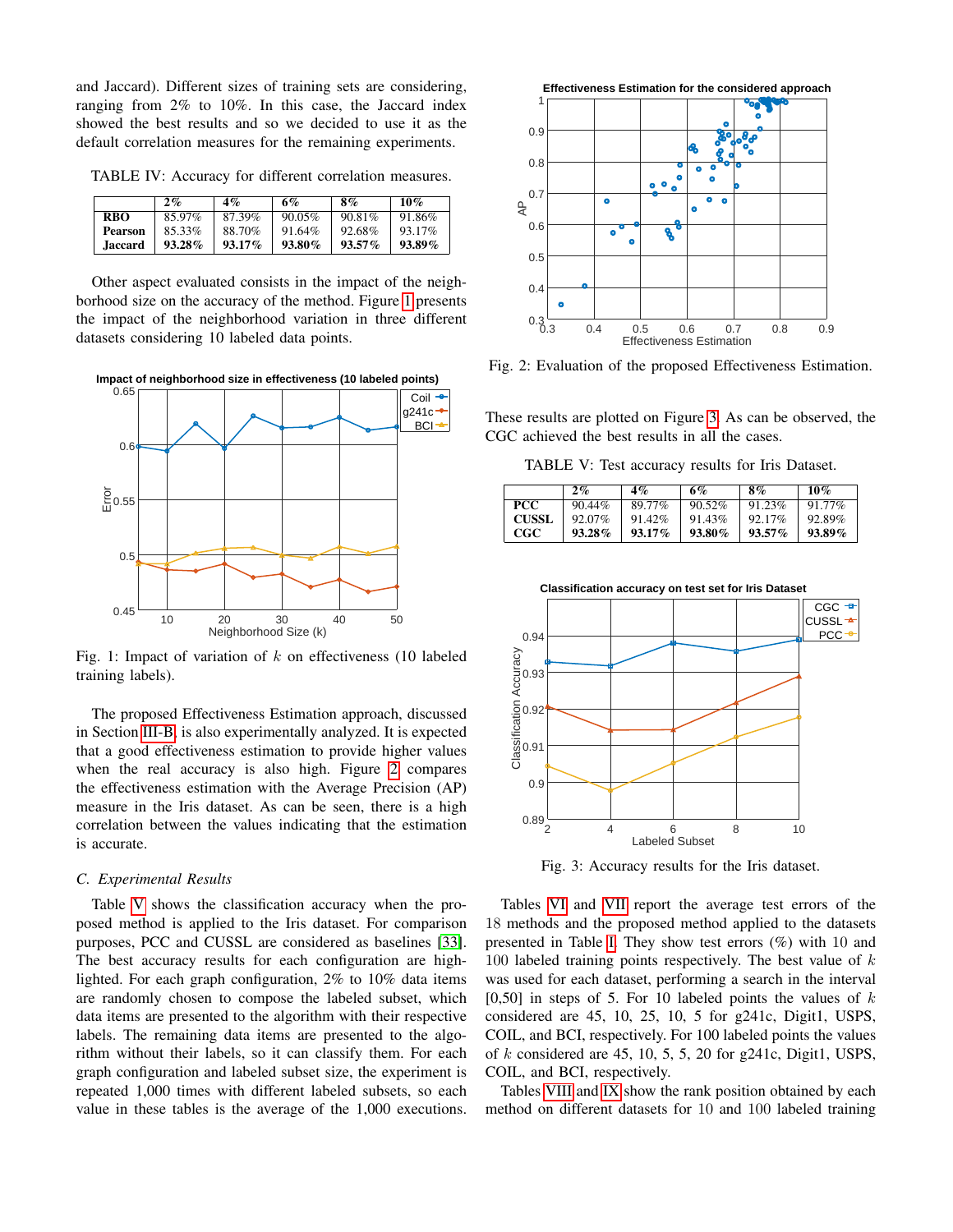and Jaccard). Different sizes of training sets are considering, ranging from 2% to 10%. In this case, the Jaccard index showed the best results and so we decided to use it as the default correlation measures for the remaining experiments.

TABLE IV: Accuracy for different correlation measures.

| | 2% | 4% | 6% | 8% | 10% |
|---|---|---|---|---|---|
| **RBO** | 85.97% | 87.39% | 90.05% | 90.81% | 91.86% |
| **Pearson** | 85.33% | 88.70% | 91.64% | 92.68% | 93.17% |
| **Jaccard** | **93.28%** | **93.17%** | **93.80%** | **93.57%** | **93.89%** |

Other aspect evaluated consists in the impact of the neighborhood size on the accuracy of the method. Figure 1 presents the impact of the neighborhood variation in three different datasets considering 10 labeled data points.

Fig. 1: Impact of variation of $k$ on effectiveness (10 labeled training labels).

The proposed Effectiveness Estimation approach, discussed in Section III-B, is also experimentally analyzed. It is expected that a good effectiveness estimation to provide higher values when the real accuracy is also high. Figure 2 compares the effectiveness estimation with the Average Precision (AP) measure in the Iris dataset. As can be seen, there is a high correlation between the values indicating that the estimation is accurate.

### C. Experimental Results

Table V shows the classification accuracy when the proposed method is applied to the Iris dataset. For comparison purposes, PCC and CUSSL are considered as baselines [33]. The best accuracy results for each configuration are highlighted. For each graph configuration, 2% to 10% data items are randomly chosen to compose the labeled subset, which data items are presented to the algorithm with their respective labels. The remaining data items are presented to the algorithm without their labels, so it can classify them. For each graph configuration and labeled subset size, the experiment is repeated 1,000 times with different labeled subsets, so each value in these tables is the average of the 1,000 executions.

Fig. 2: Evaluation of the proposed Effectiveness Estimation.

These results are plotted on Figure 3. As can be observed, the CGC achieved the best results in all the cases.

TABLE V: Test accuracy results for Iris Dataset.

| | 2% | 4% | 6% | 8% | 10% |
|---|---|---|---|---|---|
| **PCC** | 90.44% | 89.77% | 90.52% | 91.23% | 91.77% |
| **CUSSL** | 92.07% | 91.42% | 91.43% | 92.17% | 92.89% |
| **CGC** | **93.28%** | **93.17%** | **93.80%** | **93.57%** | **93.89%** |

Fig. 3: Accuracy results for the Iris dataset.

Tables VI and VII report the average test errors of the 18 methods and the proposed method applied to the datasets presented in Table I. They show test errors (%) with 10 and 100 labeled training points respectively. The best value of $k$ was used for each dataset, performing a search in the interval [0,50] in steps of 5. For 10 labeled points the values of $k$ considered are 45, 10, 25, 10, 5 for g241c, Digit1, USPS, COIL, and BCI, respectively. For 100 labeled points the values of $k$ considered are 45, 10, 5, 5, 20 for g241c, Digit1, USPS, COIL, and BCI, respectively.

Tables VIII and IX show the rank position obtained by each method on different datasets for 10 and 100 labeled training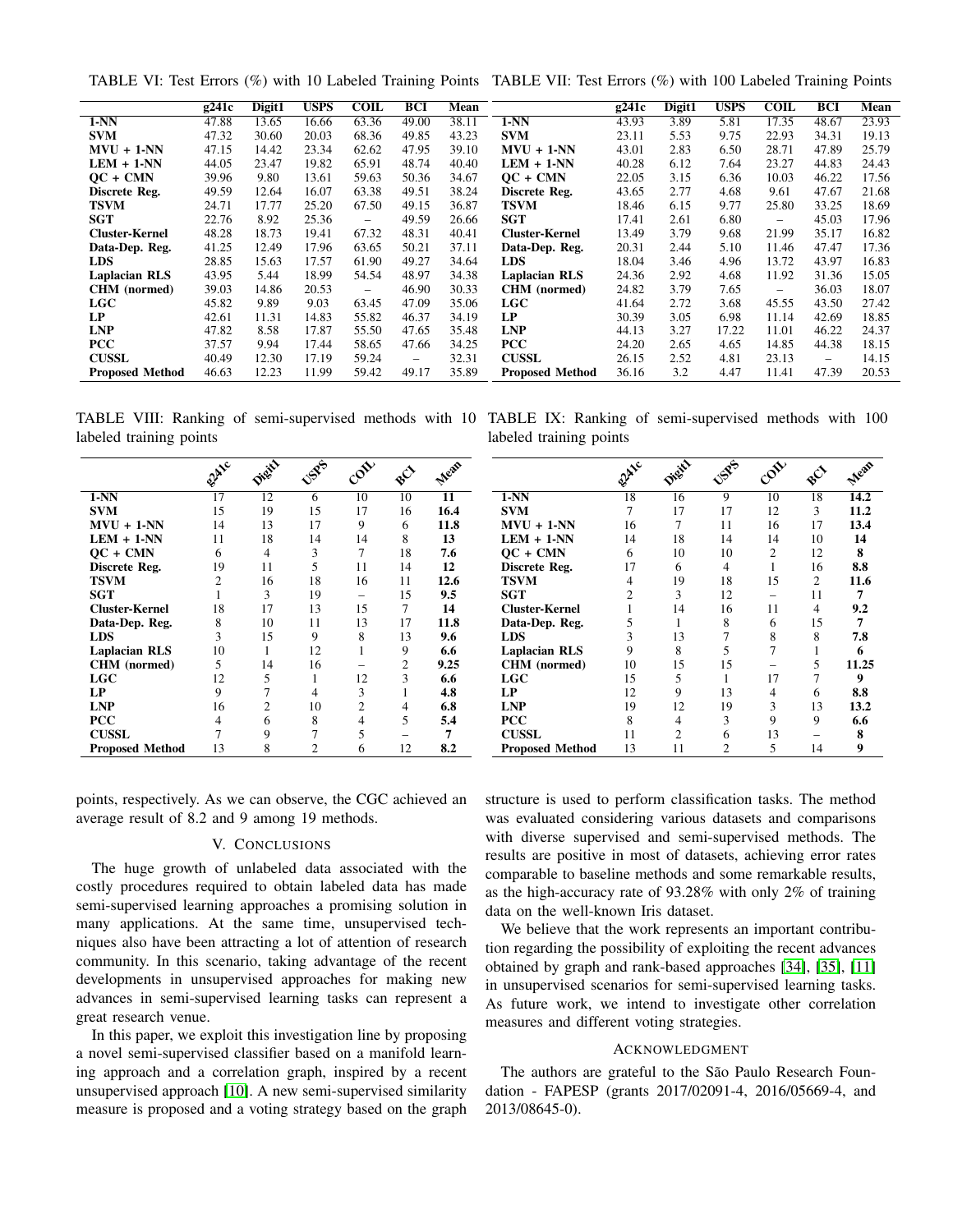TABLE VI: Test Errors (%) with 10 Labeled Training Points

|  | g241c | Digit1 | USPS | COIL | BCI | Mean |
|---|---|---|---|---|---|---|
| **1-NN** | 47.88 | 13.65 | 16.66 | 63.36 | 49.00 | 38.11 |
| **SVM** | 47.32 | 30.60 | 20.03 | 68.36 | 49.85 | 43.23 |
| **MVU + 1-NN** | 47.15 | 14.42 | 23.34 | 62.62 | 47.95 | 39.10 |
| **LEM + 1-NN** | 44.05 | 23.47 | 19.82 | 65.91 | 48.74 | 40.40 |
| **QC + CMN** | 39.96 | 9.80 | 13.61 | 59.63 | 50.36 | 34.67 |
| **Discrete Reg.** | 49.59 | 12.64 | 16.07 | 63.38 | 49.51 | 38.24 |
| **TSVM** | 24.71 | 17.77 | 25.20 | 67.50 | 49.15 | 36.87 |
| **SGT** | 22.76 | 8.92 | 25.36 | – | 49.59 | 26.66 |
| **Cluster-Kernel** | 48.28 | 18.73 | 19.41 | 67.32 | 48.31 | 40.41 |
| **Data-Dep. Reg.** | 41.25 | 12.49 | 17.96 | 63.65 | 50.21 | 37.11 |
| **LDS** | 28.85 | 15.63 | 17.57 | 61.90 | 49.27 | 34.64 |
| **Laplacian RLS** | 43.95 | 5.44 | 18.99 | 54.54 | 48.97 | 34.38 |
| **CHM (normed)** | 39.03 | 14.86 | 20.53 | – | 46.90 | 30.33 |
| **LGC** | 45.82 | 9.89 | 9.03 | 63.45 | 47.09 | 35.06 |
| **LP** | 42.61 | 11.31 | 14.83 | 55.82 | 46.37 | 34.19 |
| **LNP** | 47.82 | 8.58 | 17.87 | 55.50 | 47.65 | 35.48 |
| **PCC** | 37.57 | 9.94 | 17.44 | 58.65 | 47.66 | 34.25 |
| **CUSSL** | 40.49 | 12.30 | 17.19 | 59.24 | – | 32.31 |
| **Proposed Method** | 46.63 | 12.23 | 11.99 | 59.42 | 49.17 | 35.89 |

TABLE VII: Test Errors (%) with 100 Labeled Training Points

|  | g241c | Digit1 | USPS | COIL | BCI | Mean |
|---|---|---|---|---|---|---|
| **1-NN** | 43.93 | 3.89 | 5.81 | 17.35 | 48.67 | 23.93 |
| **SVM** | 23.11 | 5.53 | 9.75 | 22.93 | 34.31 | 19.13 |
| **MVU + 1-NN** | 43.01 | 2.83 | 6.50 | 28.71 | 47.89 | 25.79 |
| **LEM + 1-NN** | 40.28 | 6.12 | 7.64 | 23.27 | 44.83 | 24.43 |
| **QC + CMN** | 22.05 | 3.15 | 6.36 | 10.03 | 46.22 | 17.56 |
| **Discrete Reg.** | 43.65 | 2.77 | 4.68 | 9.61 | 47.67 | 21.68 |
| **TSVM** | 18.46 | 6.15 | 9.77 | 25.80 | 33.25 | 18.69 |
| **SGT** | 17.41 | 2.61 | 6.80 | – | 45.03 | 17.96 |
| **Cluster-Kernel** | 13.49 | 3.79 | 9.68 | 21.99 | 35.17 | 16.82 |
| **Data-Dep. Reg.** | 20.31 | 2.44 | 5.10 | 11.46 | 47.47 | 17.36 |
| **LDS** | 18.04 | 3.46 | 4.96 | 13.72 | 43.97 | 16.83 |
| **Laplacian RLS** | 24.36 | 2.92 | 4.68 | 11.92 | 31.36 | 15.05 |
| **CHM (normed)** | 24.82 | 3.79 | 7.65 | – | 36.03 | 18.07 |
| **LGC** | 41.64 | 2.72 | 3.68 | 45.55 | 43.50 | 27.42 |
| **LP** | 30.39 | 3.05 | 6.98 | 11.14 | 42.69 | 18.85 |
| **LNP** | 44.13 | 3.27 | 17.22 | 11.01 | 46.22 | 24.37 |
| **PCC** | 24.20 | 2.65 | 4.65 | 14.85 | 44.38 | 18.15 |
| **CUSSL** | 26.15 | 2.52 | 4.81 | 23.13 | – | 14.15 |
| **Proposed Method** | 36.16 | 3.2 | 4.47 | 11.41 | 47.39 | 20.53 |

TABLE VIII: Ranking of semi-supervised methods with 10 labeled training points

|  | g241c | Digit1 | USPS | COIL | BCI | Mean |
|---|---|---|---|---|---|---|
| **1-NN** | 17 | 12 | 6 | 10 | 10 | **11** |
| **SVM** | 15 | 19 | 15 | 17 | 16 | **16.4** |
| **MVU + 1-NN** | 14 | 13 | 17 | 9 | 6 | **11.8** |
| **LEM + 1-NN** | 11 | 18 | 14 | 14 | 8 | **13** |
| **QC + CMN** | 6 | 4 | 3 | 7 | 18 | **7.6** |
| **Discrete Reg.** | 19 | 11 | 5 | 11 | 14 | **12** |
| **TSVM** | 2 | 16 | 18 | 16 | 11 | **12.6** |
| **SGT** | 1 | 3 | 19 | – | 15 | **9.5** |
| **Cluster-Kernel** | 18 | 17 | 13 | 15 | 7 | **14** |
| **Data-Dep. Reg.** | 8 | 10 | 11 | 13 | 17 | **11.8** |
| **LDS** | 3 | 15 | 9 | 8 | 13 | **9.6** |
| **Laplacian RLS** | 10 | 1 | 12 | 1 | 9 | **6.6** |
| **CHM (normed)** | 5 | 14 | 16 | – | 2 | **9.25** |
| **LGC** | 12 | 5 | 1 | 12 | 3 | **6.6** |
| **LP** | 9 | 7 | 4 | 3 | 1 | **4.8** |
| **LNP** | 16 | 2 | 10 | 2 | 4 | **6.8** |
| **PCC** | 4 | 6 | 8 | 4 | 5 | **5.4** |
| **CUSSL** | 7 | 9 | 7 | 5 | – | **7** |
| **Proposed Method** | 13 | 8 | 2 | 6 | 12 | **8.2** |

TABLE IX: Ranking of semi-supervised methods with 100 labeled training points

|  | g241c | Digit1 | USPS | COIL | BCI | Mean |
|---|---|---|---|---|---|---|
| **1-NN** | 18 | 16 | 9 | 10 | 18 | **14.2** |
| **SVM** | 7 | 17 | 17 | 12 | 3 | **11.2** |
| **MVU + 1-NN** | 16 | 7 | 11 | 16 | 17 | **13.4** |
| **LEM + 1-NN** | 14 | 18 | 14 | 14 | 10 | **14** |
| **QC + CMN** | 6 | 10 | 10 | 2 | 12 | **8** |
| **Discrete Reg.** | 17 | 6 | 4 | 1 | 16 | **8.8** |
| **TSVM** | 4 | 19 | 18 | 15 | 2 | **11.6** |
| **SGT** | 2 | 3 | 12 | – | 11 | **7** |
| **Cluster-Kernel** | 1 | 14 | 16 | 11 | 4 | **9.2** |
| **Data-Dep. Reg.** | 5 | 1 | 8 | 6 | 15 | **7** |
| **LDS** | 3 | 13 | 7 | 8 | 8 | **7.8** |
| **Laplacian RLS** | 9 | 8 | 5 | 7 | 1 | **6** |
| **CHM (normed)** | 10 | 15 | 15 | – | 5 | **11.25** |
| **LGC** | 15 | 5 | 1 | 17 | 7 | **9** |
| **LP** | 12 | 9 | 13 | 4 | 6 | **8.8** |
| **LNP** | 19 | 12 | 19 | 3 | 13 | **13.2** |
| **PCC** | 8 | 4 | 3 | 9 | 9 | **6.6** |
| **CUSSL** | 11 | 2 | 6 | 13 | – | **8** |
| **Proposed Method** | 13 | 11 | 2 | 5 | 14 | **9** |

points, respectively. As we can observe, the CGC achieved an average result of 8.2 and 9 among 19 methods.

## V. Conclusions

The huge growth of unlabeled data associated with the costly procedures required to obtain labeled data has made semi-supervised learning approaches a promising solution in many applications. At the same time, unsupervised techniques also have been attracting a lot of attention of research community. In this scenario, taking advantage of the recent developments in unsupervised approaches for making new advances in semi-supervised learning tasks can represent a great research venue.

In this paper, we exploit this investigation line by proposing a novel semi-supervised classifier based on a manifold learning approach and a correlation graph, inspired by a recent unsupervised approach [10]. A new semi-supervised similarity measure is proposed and a voting strategy based on the graph structure is used to perform classification tasks. The method was evaluated considering various datasets and comparisons with diverse supervised and semi-supervised methods. The results are positive in most of datasets, achieving error rates comparable to baseline methods and some remarkable results, as the high-accuracy rate of 93.28% with only 2% of training data on the well-known Iris dataset.

We believe that the work represents an important contribution regarding the possibility of exploiting the recent advances obtained by graph and rank-based approaches [34], [35], [11] in unsupervised scenarios for semi-supervised learning tasks. As future work, we intend to investigate other correlation measures and different voting strategies.

## Acknowledgment

The authors are grateful to the São Paulo Research Foundation - FAPESP (grants 2017/02091-4, 2016/05669-4, and 2013/08645-0).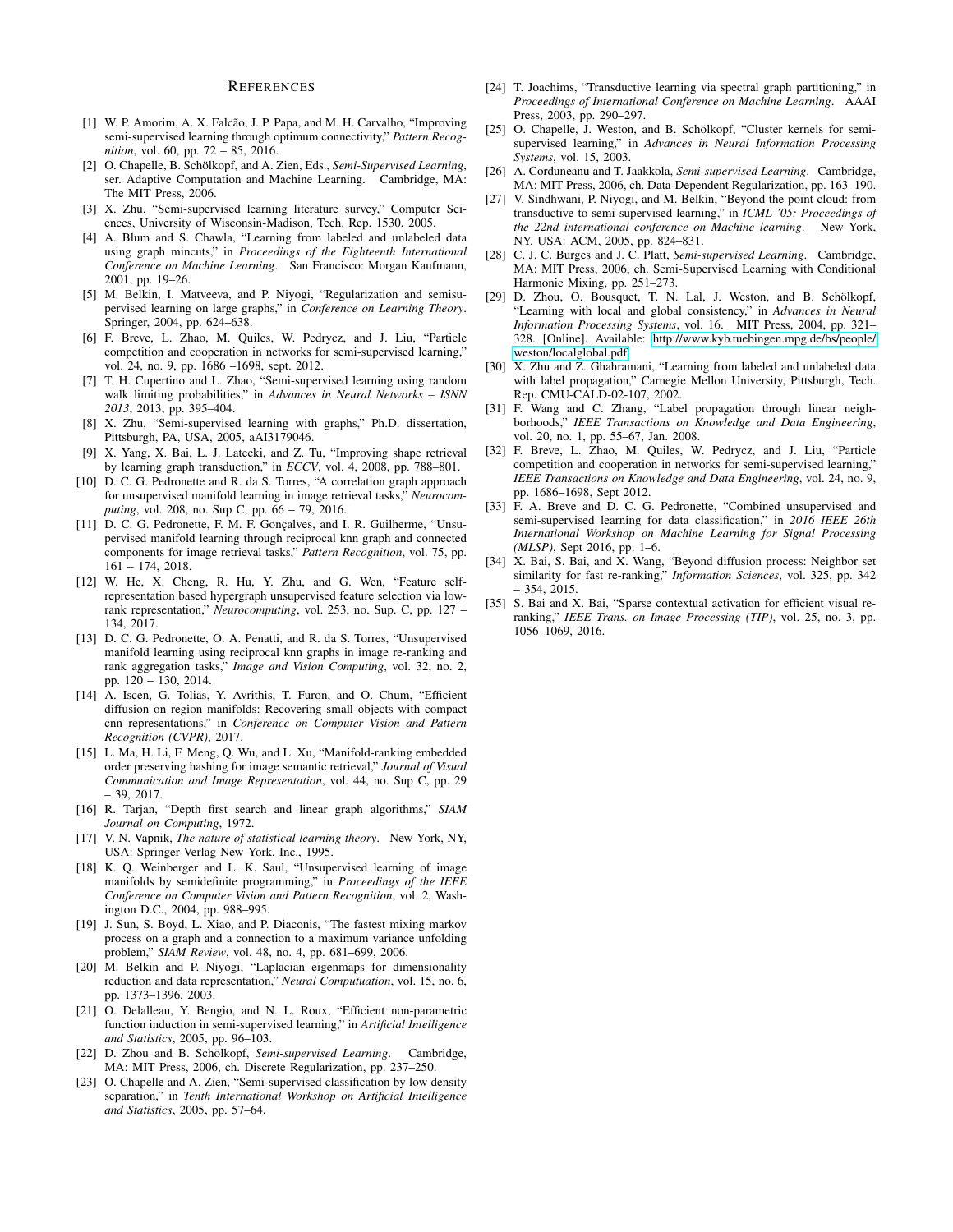# References

[1] W. P. Amorim, A. X. Falcão, J. P. Papa, and M. H. Carvalho, "Improving semi-supervised learning through optimum connectivity," *Pattern Recognition*, vol. 60, pp. 72 – 85, 2016.

[2] O. Chapelle, B. Schölkopf, and A. Zien, Eds., *Semi-Supervised Learning*, ser. Adaptive Computation and Machine Learning. Cambridge, MA: The MIT Press, 2006.

[3] X. Zhu, "Semi-supervised learning literature survey," Computer Sciences, University of Wisconsin-Madison, Tech. Rep. 1530, 2005.

[4] A. Blum and S. Chawla, "Learning from labeled and unlabeled data using graph mincuts," in *Proceedings of the Eighteenth International Conference on Machine Learning*. San Francisco: Morgan Kaufmann, 2001, pp. 19–26.

[5] M. Belkin, I. Matveeva, and P. Niyogi, "Regularization and semisupervised learning on large graphs," in *Conference on Learning Theory*. Springer, 2004, pp. 624–638.

[6] F. Breve, L. Zhao, M. Quiles, W. Pedrycz, and J. Liu, "Particle competition and cooperation in networks for semi-supervised learning," vol. 24, no. 9, pp. 1686 –1698, sept. 2012.

[7] T. H. Cupertino and L. Zhao, "Semi-supervised learning using random walk limiting probabilities," in *Advances in Neural Networks – ISNN 2013*, 2013, pp. 395–404.

[8] X. Zhu, "Semi-supervised learning with graphs," Ph.D. dissertation, Pittsburgh, PA, USA, 2005, aAI3179046.

[9] X. Yang, X. Bai, L. J. Latecki, and Z. Tu, "Improving shape retrieval by learning graph transduction," in *ECCV*, vol. 4, 2008, pp. 788–801.

[10] D. C. G. Pedronette and R. da S. Torres, "A correlation graph approach for unsupervised manifold learning in image retrieval tasks," *Neurocomputing*, vol. 208, no. Sup C, pp. 66 – 79, 2016.

[11] D. C. G. Pedronette, F. M. F. Gonçalves, and I. R. Guilherme, "Unsupervised manifold learning through reciprocal knn graph and connected components for image retrieval tasks," *Pattern Recognition*, vol. 75, pp. 161 – 174, 2018.

[12] W. He, X. Cheng, R. Hu, Y. Zhu, and G. Wen, "Feature self-representation based hypergraph unsupervised feature selection via low-rank representation," *Neurocomputing*, vol. 253, no. Sup. C, pp. 127 – 134, 2017.

[13] D. C. G. Pedronette, O. A. Penatti, and R. da S. Torres, "Unsupervised manifold learning using reciprocal knn graphs in image re-ranking and rank aggregation tasks," *Image and Vision Computing*, vol. 32, no. 2, pp. 120 – 130, 2014.

[14] A. Iscen, G. Tolias, Y. Avrithis, T. Furon, and O. Chum, "Efficient diffusion on region manifolds: Recovering small objects with compact cnn representations," in *Conference on Computer Vision and Pattern Recognition (CVPR)*, 2017.

[15] L. Ma, H. Li, F. Meng, Q. Wu, and L. Xu, "Manifold-ranking embedded order preserving hashing for image semantic retrieval," *Journal of Visual Communication and Image Representation*, vol. 44, no. Sup C, pp. 29 – 39, 2017.

[16] R. Tarjan, "Depth first search and linear graph algorithms," *SIAM Journal on Computing*, 1972.

[17] V. N. Vapnik, *The nature of statistical learning theory*. New York, NY, USA: Springer-Verlag New York, Inc., 1995.

[18] K. Q. Weinberger and L. K. Saul, "Unsupervised learning of image manifolds by semidefinite programming," in *Proceedings of the IEEE Conference on Computer Vision and Pattern Recognition*, vol. 2, Washington D.C., 2004, pp. 988–995.

[19] J. Sun, S. Boyd, L. Xiao, and P. Diaconis, "The fastest mixing markov process on a graph and a connection to a maximum variance unfolding problem," *SIAM Review*, vol. 48, no. 4, pp. 681–699, 2006.

[20] M. Belkin and P. Niyogi, "Laplacian eigenmaps for dimensionality reduction and data representation," *Neural Computuation*, vol. 15, no. 6, pp. 1373–1396, 2003.

[21] O. Delalleau, Y. Bengio, and N. L. Roux, "Efficient non-parametric function induction in semi-supervised learning," in *Artificial Intelligence and Statistics*, 2005, pp. 96–103.

[22] D. Zhou and B. Schölkopf, *Semi-supervised Learning*. Cambridge, MA: MIT Press, 2006, ch. Discrete Regularization, pp. 237–250.

[23] O. Chapelle and A. Zien, "Semi-supervised classification by low density separation," in *Tenth International Workshop on Artificial Intelligence and Statistics*, 2005, pp. 57–64.

[24] T. Joachims, "Transductive learning via spectral graph partitioning," in *Proceedings of International Conference on Machine Learning*. AAAI Press, 2003, pp. 290–297.

[25] O. Chapelle, J. Weston, and B. Schölkopf, "Cluster kernels for semi-supervised learning," in *Advances in Neural Information Processing Systems*, vol. 15, 2003.

[26] A. Corduneanu and T. Jaakkola, *Semi-supervised Learning*. Cambridge, MA: MIT Press, 2006, ch. Data-Dependent Regularization, pp. 163–190.

[27] V. Sindhwani, P. Niyogi, and M. Belkin, "Beyond the point cloud: from transductive to semi-supervised learning," in *ICML '05: Proceedings of the 22nd international conference on Machine learning*. New York, NY, USA: ACM, 2005, pp. 824–831.

[28] C. J. C. Burges and J. C. Platt, *Semi-supervised Learning*. Cambridge, MA: MIT Press, 2006, ch. Semi-Supervised Learning with Conditional Harmonic Mixing, pp. 251–273.

[29] D. Zhou, O. Bousquet, T. N. Lal, J. Weston, and B. Schölkopf, "Learning with local and global consistency," in *Advances in Neural Information Processing Systems*, vol. 16. MIT Press, 2004, pp. 321–328. [Online]. Available: http://www.kyb.tuebingen.mpg.de/bs/people/weston/localglobal.pdf

[30] X. Zhu and Z. Ghahramani, "Learning from labeled and unlabeled data with label propagation," Carnegie Mellon University, Pittsburgh, Tech. Rep. CMU-CALD-02-107, 2002.

[31] F. Wang and C. Zhang, "Label propagation through linear neighborhoods," *IEEE Transactions on Knowledge and Data Engineering*, vol. 20, no. 1, pp. 55–67, Jan. 2008.

[32] F. Breve, L. Zhao, M. Quiles, W. Pedrycz, and J. Liu, "Particle competition and cooperation in networks for semi-supervised learning," *IEEE Transactions on Knowledge and Data Engineering*, vol. 24, no. 9, pp. 1686–1698, Sept 2012.

[33] F. A. Breve and D. C. G. Pedronette, "Combined unsupervised and semi-supervised learning for data classification," in *2016 IEEE 26th International Workshop on Machine Learning for Signal Processing (MLSP)*, Sept 2016, pp. 1–6.

[34] X. Bai, S. Bai, and X. Wang, "Beyond diffusion process: Neighbor set similarity for fast re-ranking," *Information Sciences*, vol. 325, pp. 342 – 354, 2015.

[35] S. Bai and X. Bai, "Sparse contextual activation for efficient visual re-ranking," *IEEE Trans. on Image Processing (TIP)*, vol. 25, no. 3, pp. 1056–1069, 2016.